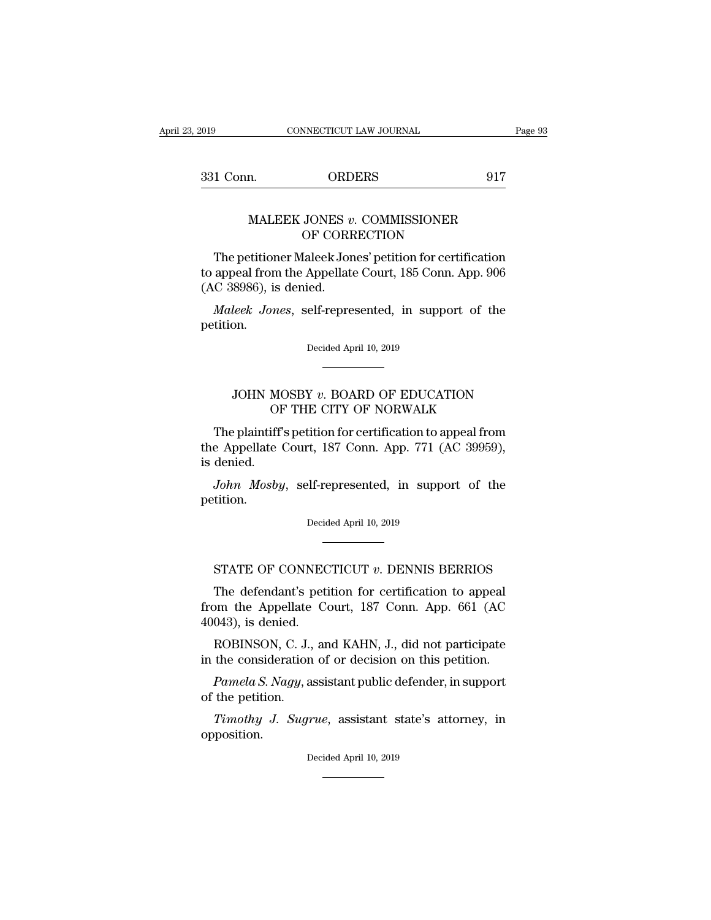## MALEEK JONES *v.* COMMISSIONER OF CORRECTION

The petitioner Maleek Jones' petition for certification to appeal from the Appellate Court, 185 Conn. App. 906 (AC 38986), is denied.

*Maleek Jones*, self-represented, in support of the petition.

Decided April 10, 2019

## JOHN MOSBY *v.* BOARD OF EDUCATION OF THE CITY OF NORWALK

The plaintiff's petition for certification to appeal from the Appellate Court, 187 Conn. App. 771 (AC 39959), is denied.

*John Mosby*, self-represented, in support of the petition.

Decided April 10, 2019

## STATE OF CONNECTICUT *v.* DENNIS BERRIOS

The defendant's petition for certification to appeal from the Appellate Court, 187 Conn. App. 661 (AC 40043), is denied.

ROBINSON, C. J., and KAHN, J., did not participate in the consideration of or decision on this petition.

*Pamela S. Nagy*, assistant public defender, in support of the petition.

*Timothy J. Sugrue*, assistant state's attorney, in opposition.

Decided April 10, 2019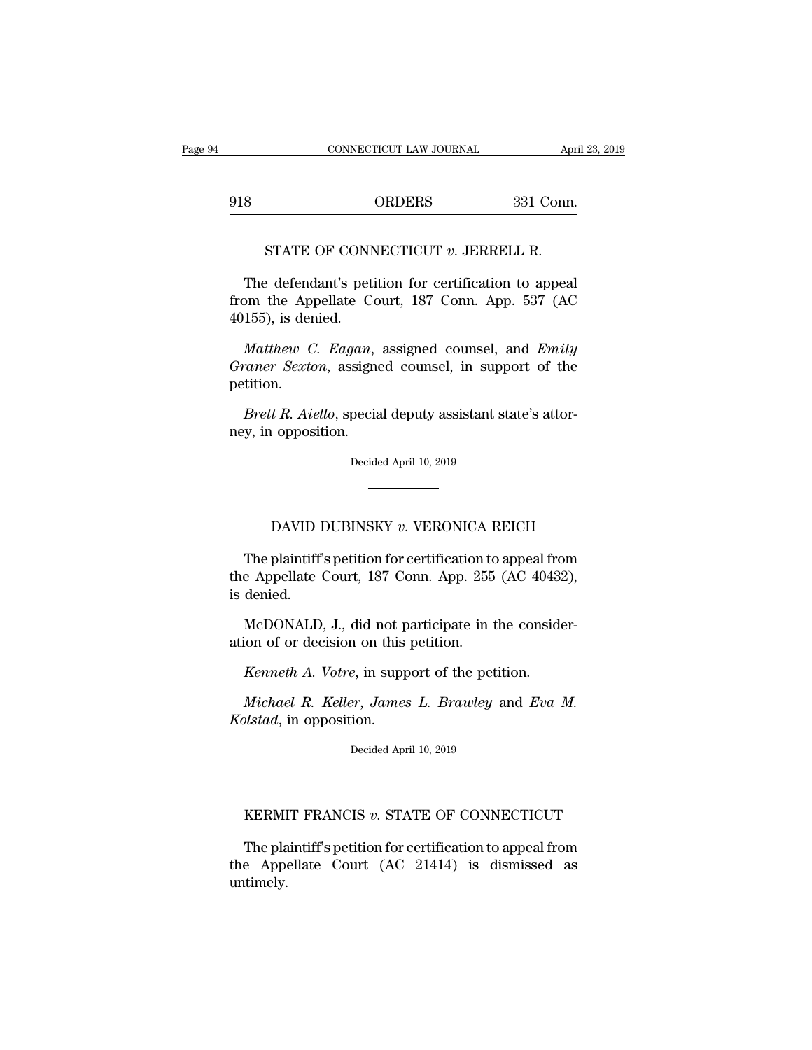STATE OF CONNECTICUT *v.* JERRELL R.

The defendant's petition for certification to appeal from the Appellate Court, 187 Conn. App. 537 (AC 40155), is denied.

*Matthew C. Eagan*, assigned counsel, and *Emily Graner Sexton*, assigned counsel, in support of the petition.

*Brett R. Aiello*, special deputy assistant state's attorney, in opposition.

Decided April 10, 2019

---

DAVID DUBINSKY *v.* VERONICA REICH

The plaintiff's petition for certification to appeal from the Appellate Court, 187 Conn. App. 255 (AC 40432), is denied.

McDONALD, J., did not participate in the consideration of or decision on this petition.

*Kenneth A. Votre*, in support of the petition.

*Michael R. Keller*, *James L. Brawley* and *Eva M. Kolstad*, in opposition.

Decided April 10, 2019

---

KERMIT FRANCIS *v.* STATE OF CONNECTICUT

The plaintiff's petition for certification to appeal from the Appellate Court (AC 21414) is dismissed as untimely.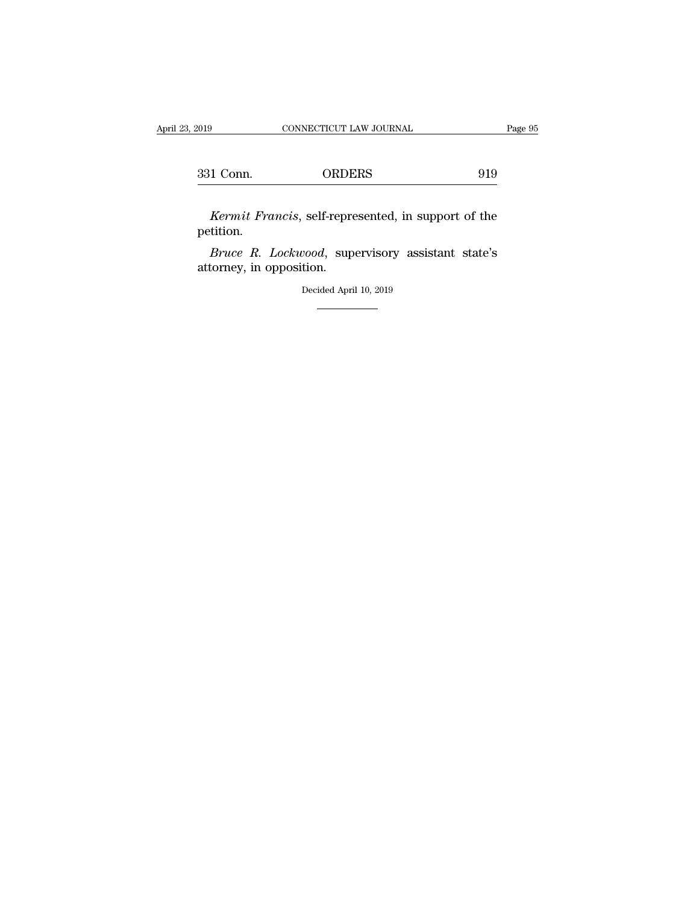*Kermit Francis*, self-represented, in support of the petition.

*Bruce R. Lockwood*, supervisory assistant state's attorney, in opposition.

Decided April 10, 2019